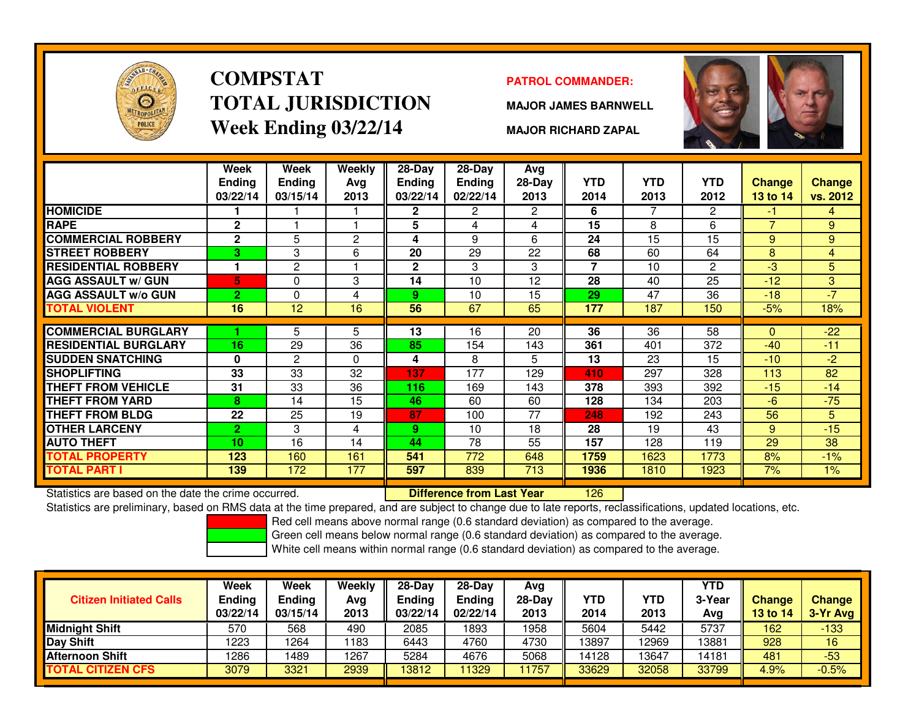# COMPSTAT TOTAL JURISDICTION Week Ending 03/22/14

**PATROL COMMANDER:**

**MAJOR JAMES BARNWELL**

**MAJOR RICHARD ZAPAL**

| | Week Ending 03/22/14 | Week Ending 03/15/14 | Weekly Avg 2013 | 28-Day Ending 03/22/14 | 28-Day Ending 02/22/14 | Avg 28-Day 2013 | YTD 2014 | YTD 2013 | YTD 2012 | Change 13 to 14 | Change vs. 2012 |
|---|---|---|---|---|---|---|---|---|---|---|---|
| HOMICIDE | 1 | 1 | 1 | 2 | 2 | 2 | 6 | 7 | 2 | -1 | 4 |
| RAPE | 2 | 1 | 1 | 5 | 4 | 4 | 15 | 8 | 6 | 7 | 9 |
| COMMERCIAL ROBBERY | 2 | 5 | 2 | 4 | 9 | 6 | 24 | 15 | 15 | 9 | 9 |
| STREET ROBBERY | 3 | 3 | 6 | 20 | 29 | 22 | 68 | 60 | 64 | 8 | 4 |
| RESIDENTIAL ROBBERY | 1 | 2 | 1 | 2 | 3 | 3 | 7 | 10 | 2 | -3 | 5 |
| AGG ASSAULT w/ GUN | 5 | 0 | 3 | 14 | 10 | 12 | 28 | 40 | 25 | -12 | 3 |
| AGG ASSAULT w/o GUN | 2 | 0 | 4 | 9 | 10 | 15 | 29 | 47 | 36 | -18 | -7 |
| TOTAL VIOLENT | 16 | 12 | 16 | 56 | 67 | 65 | 177 | 187 | 150 | -5% | 18% |
| COMMERCIAL BURGLARY | 1 | 5 | 5 | 13 | 16 | 20 | 36 | 36 | 58 | 0 | -22 |
| RESIDENTIAL BURGLARY | 16 | 29 | 36 | 85 | 154 | 143 | 361 | 401 | 372 | -40 | -11 |
| SUDDEN SNATCHING | 0 | 2 | 0 | 4 | 8 | 5 | 13 | 23 | 15 | -10 | -2 |
| SHOPLIFTING | 33 | 33 | 32 | 137 | 177 | 129 | 410 | 297 | 328 | 113 | 82 |
| THEFT FROM VEHICLE | 31 | 33 | 36 | 116 | 169 | 143 | 378 | 393 | 392 | -15 | -14 |
| THEFT FROM YARD | 8 | 14 | 15 | 46 | 60 | 60 | 128 | 134 | 203 | -6 | -75 |
| THEFT FROM BLDG | 22 | 25 | 19 | 87 | 100 | 77 | 248 | 192 | 243 | 56 | 5 |
| OTHER LARCENY | 2 | 3 | 4 | 9 | 10 | 18 | 28 | 19 | 43 | 9 | -15 |
| AUTO THEFT | 10 | 16 | 14 | 44 | 78 | 55 | 157 | 128 | 119 | 29 | 38 |
| TOTAL PROPERTY | 123 | 160 | 161 | 541 | 772 | 648 | 1759 | 1623 | 1773 | 8% | -1% |
| TOTAL PART I | 139 | 172 | 177 | 597 | 839 | 713 | 1936 | 1810 | 1923 | 7% | 1% |

Statistics are based on the date the crime occurred. **Difference from Last Year** 126

Statistics are preliminary, based on RMS data at the time prepared, and are subject to change due to late reports, reclassifications, updated locations, etc.

Red cell means above normal range (0.6 standard deviation) as compared to the average.
Green cell means below normal range (0.6 standard deviation) as compared to the average.
White cell means within normal range (0.6 standard deviation) as compared to the average.

| Citizen Initiated Calls | Week Ending 03/22/14 | Week Ending 03/15/14 | Weekly Avg 2013 | 28-Day Ending 03/22/14 | 28-Day Ending 02/22/14 | Avg 28-Day 2013 | YTD 2014 | YTD 2013 | YTD 3-Year Avg | Change 13 to 14 | Change 3-Yr Avg |
|---|---|---|---|---|---|---|---|---|---|---|---|
| Midnight Shift | 570 | 568 | 490 | 2085 | 1893 | 1958 | 5604 | 5442 | 5737 | 162 | -133 |
| Day Shift | 1223 | 1264 | 1183 | 6443 | 4760 | 4730 | 13897 | 12969 | 13881 | 928 | 16 |
| Afternoon Shift | 1286 | 1489 | 1267 | 5284 | 4676 | 5068 | 14128 | 13647 | 14181 | 481 | -53 |
| TOTAL CITIZEN CFS | 3079 | 3321 | 2939 | 13812 | 11329 | 11757 | 33629 | 32058 | 33799 | 4.9% | -0.5% |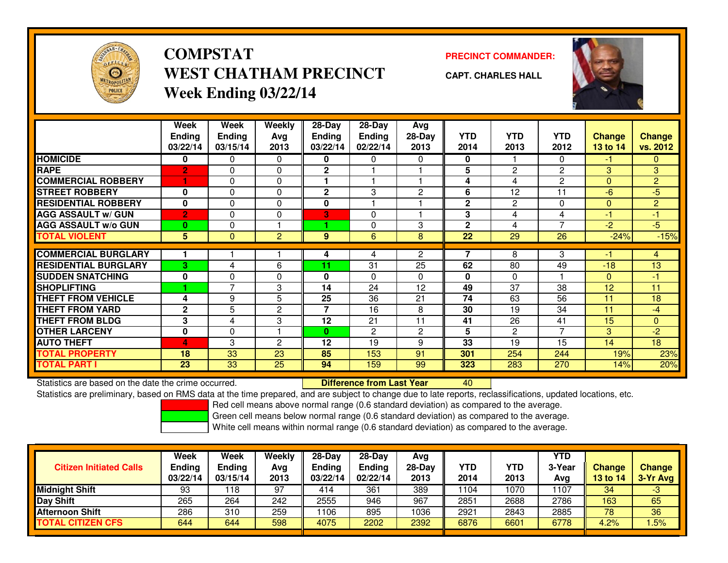# COMPSTAT
# WEST CHATHAM PRECINCT
## Week Ending 03/22/14

**PRECINCT COMMANDER:**

**CAPT. CHARLES HALL**

| | Week Ending 03/22/14 | Week Ending 03/15/14 | Weekly Avg 2013 | 28-Day Ending 03/22/14 | 28-Day Ending 02/22/14 | Avg 28-Day 2013 | YTD 2014 | YTD 2013 | YTD 2012 | Change 13 to 14 | Change vs. 2012 |
|---|---|---|---|---|---|---|---|---|---|---|---|
| HOMICIDE | 0 | 0 | 0 | 0 | 0 | 0 | 0 | 1 | 0 | -1 | 0 |
| RAPE | 2 | 0 | 0 | 2 | 1 | 1 | 5 | 2 | 2 | 3 | 3 |
| COMMERCIAL ROBBERY | 1 | 0 | 0 | 1 | 1 | 1 | 4 | 4 | 2 | 0 | 2 |
| STREET ROBBERY | 0 | 0 | 0 | 2 | 3 | 2 | 6 | 12 | 11 | -6 | -5 |
| RESIDENTIAL ROBBERY | 0 | 0 | 0 | 0 | 1 | 1 | 2 | 2 | 0 | 0 | 2 |
| AGG ASSAULT w/ GUN | 2 | 0 | 0 | 3 | 0 | 1 | 3 | 4 | 4 | -1 | -1 |
| AGG ASSAULT w/o GUN | 0 | 0 | 1 | 1 | 0 | 3 | 2 | 4 | 7 | -2 | -5 |
| TOTAL VIOLENT | 5 | 0 | 2 | 9 | 6 | 8 | 22 | 29 | 26 | -24% | -15% |
| COMMERCIAL BURGLARY | 1 | 1 | 1 | 4 | 4 | 2 | 7 | 8 | 3 | -1 | 4 |
| RESIDENTIAL BURGLARY | 3 | 4 | 6 | 11 | 31 | 25 | 62 | 80 | 49 | -18 | 13 |
| SUDDEN SNATCHING | 0 | 0 | 0 | 0 | 0 | 0 | 0 | 0 | 1 | 0 | -1 |
| SHOPLIFTING | 1 | 7 | 3 | 14 | 24 | 12 | 49 | 37 | 38 | 12 | 11 |
| THEFT FROM VEHICLE | 4 | 9 | 5 | 25 | 36 | 21 | 74 | 63 | 56 | 11 | 18 |
| THEFT FROM YARD | 2 | 5 | 2 | 7 | 16 | 8 | 30 | 19 | 34 | 11 | -4 |
| THEFT FROM BLDG | 3 | 4 | 3 | 12 | 21 | 11 | 41 | 26 | 41 | 15 | 0 |
| OTHER LARCENY | 0 | 0 | 1 | 0 | 2 | 2 | 5 | 2 | 7 | 3 | -2 |
| AUTO THEFT | 4 | 3 | 2 | 12 | 19 | 9 | 33 | 19 | 15 | 14 | 18 |
| TOTAL PROPERTY | 18 | 33 | 23 | 85 | 153 | 91 | 301 | 254 | 244 | 19% | 23% |
| TOTAL PART I | 23 | 33 | 25 | 94 | 159 | 99 | 323 | 283 | 270 | 14% | 20% |

Statistics are based on the date the crime occurred. **Difference from Last Year** 40

Statistics are preliminary, based on RMS data at the time prepared, and are subject to change due to late reports, reclassifications, updated locations, etc.

Red cell means above normal range (0.6 standard deviation) as compared to the average.
Green cell means below normal range (0.6 standard deviation) as compared to the average.
White cell means within normal range (0.6 standard deviation) as compared to the average.

| Citizen Initiated Calls | Week Ending 03/22/14 | Week Ending 03/15/14 | Weekly Avg 2013 | 28-Day Ending 03/22/14 | 28-Day Ending 02/22/14 | Avg 28-Day 2013 | YTD 2014 | YTD 2013 | YTD 3-Year Avg | Change 13 to 14 | Change 3-Yr Avg |
|---|---|---|---|---|---|---|---|---|---|---|---|
| Midnight Shift | 93 | 118 | 97 | 414 | 361 | 389 | 1104 | 1070 | 1107 | 34 | -3 |
| Day Shift | 265 | 264 | 242 | 2555 | 946 | 967 | 2851 | 2688 | 2786 | 163 | 65 |
| Afternoon Shift | 286 | 310 | 259 | 1106 | 895 | 1036 | 2921 | 2843 | 2885 | 78 | 36 |
| TOTAL CITIZEN CFS | 644 | 644 | 598 | 4075 | 2202 | 2392 | 6876 | 6601 | 6778 | 4.2% | 1.5% |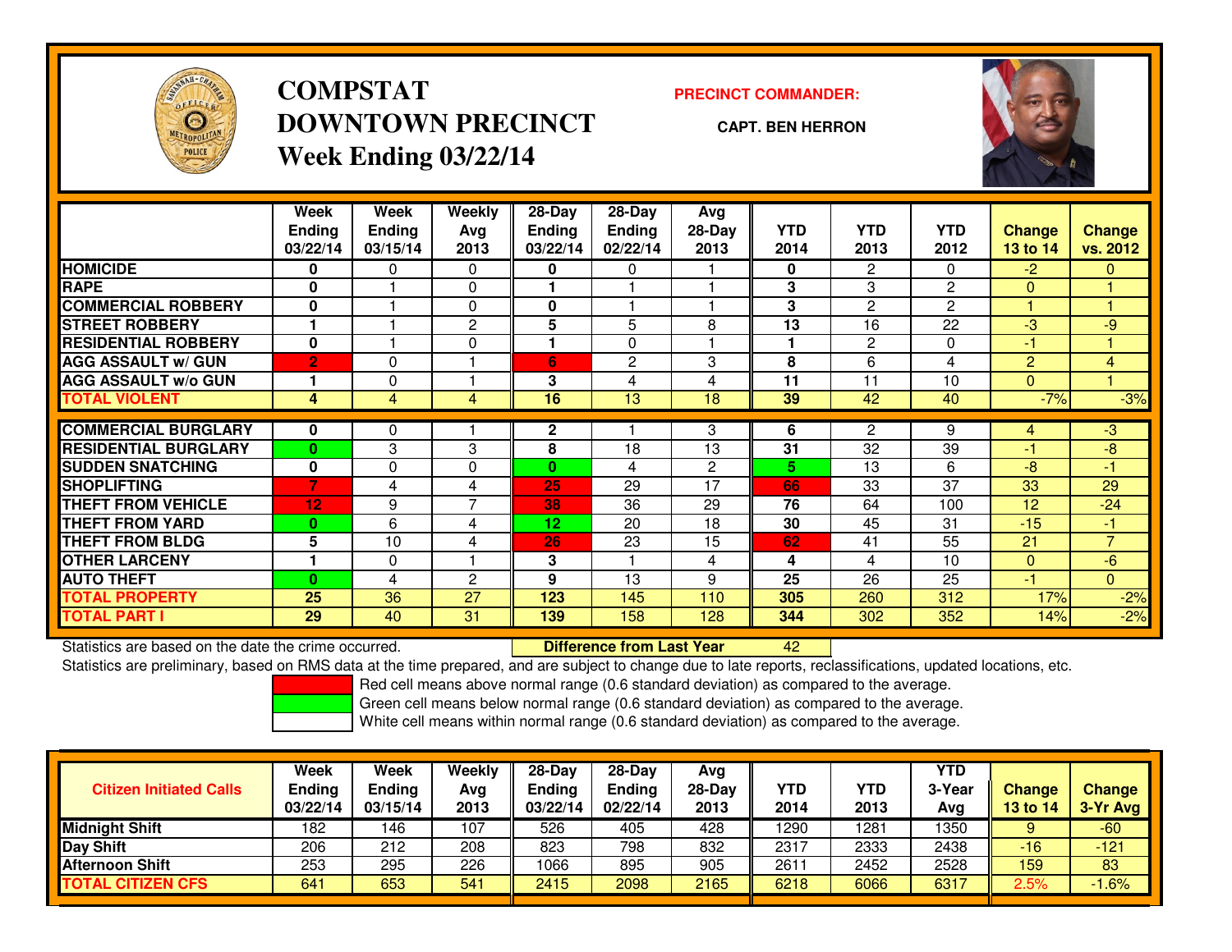# COMPSTAT
# DOWNTOWN PRECINCT
## Week Ending 03/22/14

**PRECINCT COMMANDER:**

**CAPT. BEN HERRON**

| | Week Ending 03/22/14 | Week Ending 03/15/14 | Weekly Avg 2013 | 28-Day Ending 03/22/14 | 28-Day Ending 02/22/14 | Avg 28-Day 2013 | YTD 2014 | YTD 2013 | YTD 2012 | Change 13 to 14 | Change vs. 2012 |
|---|---|---|---|---|---|---|---|---|---|---|---|
| HOMICIDE | 0 | 0 | 0 | 0 | 0 | 1 | 0 | 2 | 0 | -2 | 0 |
| RAPE | 0 | 1 | 0 | 1 | 1 | 1 | 3 | 3 | 2 | 0 | 1 |
| COMMERCIAL ROBBERY | 0 | 1 | 0 | 0 | 1 | 1 | 3 | 2 | 2 | 1 | 1 |
| STREET ROBBERY | 1 | 1 | 2 | 5 | 5 | 8 | 13 | 16 | 22 | -3 | -9 |
| RESIDENTIAL ROBBERY | 0 | 1 | 0 | 1 | 0 | 1 | 1 | 2 | 0 | -1 | 1 |
| AGG ASSAULT w/ GUN | 2 | 0 | 1 | 6 | 2 | 3 | 8 | 6 | 4 | 2 | 4 |
| AGG ASSAULT w/o GUN | 1 | 0 | 1 | 3 | 4 | 4 | 11 | 11 | 10 | 0 | 1 |
| TOTAL VIOLENT | 4 | 4 | 4 | 16 | 13 | 18 | 39 | 42 | 40 | -7% | -3% |
| COMMERCIAL BURGLARY | 0 | 0 | 1 | 2 | 1 | 3 | 6 | 2 | 9 | 4 | -3 |
| RESIDENTIAL BURGLARY | 0 | 3 | 3 | 8 | 18 | 13 | 31 | 32 | 39 | -1 | -8 |
| SUDDEN SNATCHING | 0 | 0 | 0 | 0 | 4 | 2 | 5 | 13 | 6 | -8 | -1 |
| SHOPLIFTING | 7 | 4 | 4 | 25 | 29 | 17 | 66 | 33 | 37 | 33 | 29 |
| THEFT FROM VEHICLE | 12 | 9 | 7 | 38 | 36 | 29 | 76 | 64 | 100 | 12 | -24 |
| THEFT FROM YARD | 0 | 6 | 4 | 12 | 20 | 18 | 30 | 45 | 31 | -15 | -1 |
| THEFT FROM BLDG | 5 | 10 | 4 | 26 | 23 | 15 | 62 | 41 | 55 | 21 | 7 |
| OTHER LARCENY | 1 | 0 | 1 | 3 | 1 | 4 | 4 | 4 | 10 | 0 | -6 |
| AUTO THEFT | 0 | 4 | 2 | 9 | 13 | 9 | 25 | 26 | 25 | -1 | 0 |
| TOTAL PROPERTY | 25 | 36 | 27 | 123 | 145 | 110 | 305 | 260 | 312 | 17% | -2% |
| TOTAL PART I | 29 | 40 | 31 | 139 | 158 | 128 | 344 | 302 | 352 | 14% | -2% |

Statistics are based on the date the crime occurred. **Difference from Last Year** 42

Statistics are preliminary, based on RMS data at the time prepared, and are subject to change due to late reports, reclassifications, updated locations, etc.

Red cell means above normal range (0.6 standard deviation) as compared to the average.
Green cell means below normal range (0.6 standard deviation) as compared to the average.
White cell means within normal range (0.6 standard deviation) as compared to the average.

| Citizen Initiated Calls | Week Ending 03/22/14 | Week Ending 03/15/14 | Weekly Avg 2013 | 28-Day Ending 03/22/14 | 28-Day Ending 02/22/14 | Avg 28-Day 2013 | YTD 2014 | YTD 2013 | YTD 3-Year Avg | Change 13 to 14 | Change 3-Yr Avg |
|---|---|---|---|---|---|---|---|---|---|---|---|
| Midnight Shift | 182 | 146 | 107 | 526 | 405 | 428 | 1290 | 1281 | 1350 | 9 | -60 |
| Day Shift | 206 | 212 | 208 | 823 | 798 | 832 | 2317 | 2333 | 2438 | -16 | -121 |
| Afternoon Shift | 253 | 295 | 226 | 1066 | 895 | 905 | 2611 | 2452 | 2528 | 159 | 83 |
| TOTAL CITIZEN CFS | 641 | 653 | 541 | 2415 | 2098 | 2165 | 6218 | 6066 | 6317 | 2.5% | -1.6% |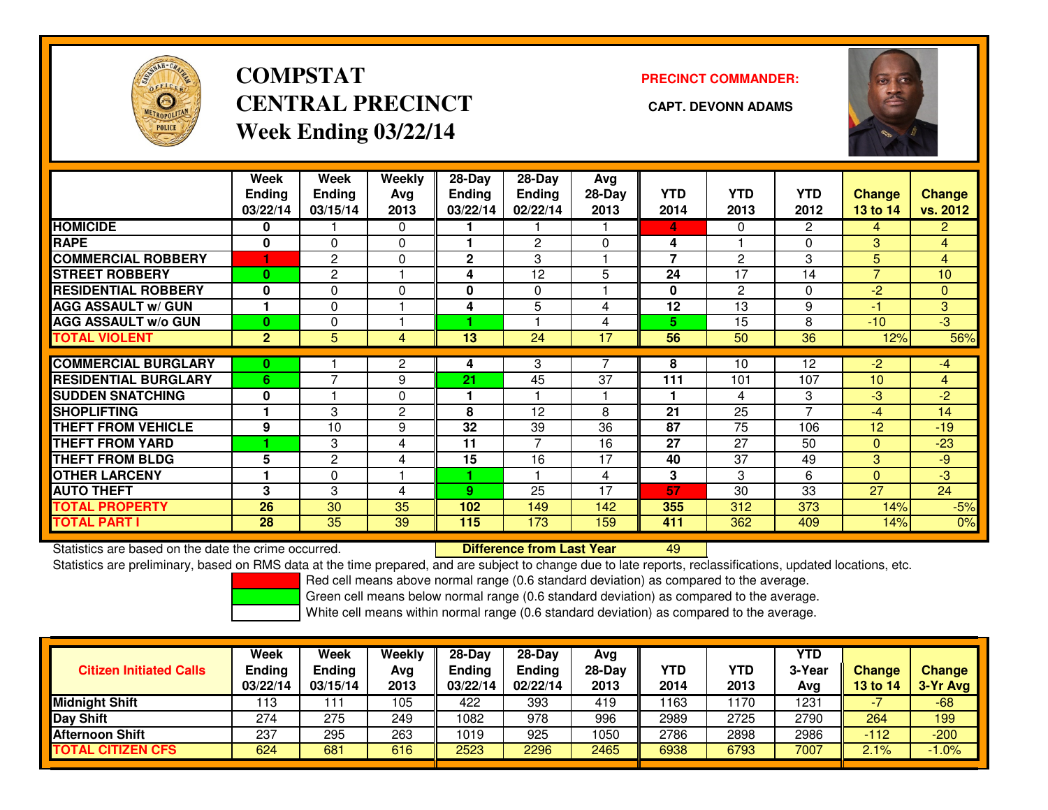# COMPSTAT
# CENTRAL PRECINCT
## Week Ending 03/22/14

**PRECINCT COMMANDER:**

**CAPT. DEVONN ADAMS**

| | Week Ending 03/22/14 | Week Ending 03/15/14 | Weekly Avg 2013 | 28-Day Ending 03/22/14 | 28-Day Ending 02/22/14 | Avg 28-Day 2013 | YTD 2014 | YTD 2013 | YTD 2012 | Change 13 to 14 | Change vs. 2012 |
|---|---|---|---|---|---|---|---|---|---|---|---|
| HOMICIDE | 0 | 1 | 0 | 1 | 1 | 1 | 4 | 0 | 2 | 4 | 2 |
| RAPE | 0 | 0 | 0 | 1 | 2 | 0 | 4 | 1 | 0 | 3 | 4 |
| COMMERCIAL ROBBERY | 1 | 2 | 0 | 2 | 3 | 1 | 7 | 2 | 3 | 5 | 4 |
| STREET ROBBERY | 0 | 2 | 1 | 4 | 12 | 5 | 24 | 17 | 14 | 7 | 10 |
| RESIDENTIAL ROBBERY | 0 | 0 | 0 | 0 | 0 | 1 | 0 | 2 | 0 | -2 | 0 |
| AGG ASSAULT w/ GUN | 1 | 0 | 1 | 4 | 5 | 4 | 12 | 13 | 9 | -1 | 3 |
| AGG ASSAULT w/o GUN | 0 | 0 | 1 | 1 | 1 | 4 | 5 | 15 | 8 | -10 | -3 |
| TOTAL VIOLENT | 2 | 5 | 4 | 13 | 24 | 17 | 56 | 50 | 36 | 12% | 56% |
| COMMERCIAL BURGLARY | 0 | 1 | 2 | 4 | 3 | 7 | 8 | 10 | 12 | -2 | -4 |
| RESIDENTIAL BURGLARY | 6 | 7 | 9 | 21 | 45 | 37 | 111 | 101 | 107 | 10 | 4 |
| SUDDEN SNATCHING | 0 | 1 | 0 | 1 | 1 | 1 | 1 | 4 | 3 | -3 | -2 |
| SHOPLIFTING | 1 | 3 | 2 | 8 | 12 | 8 | 21 | 25 | 7 | -4 | 14 |
| THEFT FROM VEHICLE | 9 | 10 | 9 | 32 | 39 | 36 | 87 | 75 | 106 | 12 | -19 |
| THEFT FROM YARD | 1 | 3 | 4 | 11 | 7 | 16 | 27 | 27 | 50 | 0 | -23 |
| THEFT FROM BLDG | 5 | 2 | 4 | 15 | 16 | 17 | 40 | 37 | 49 | 3 | -9 |
| OTHER LARCENY | 1 | 0 | 1 | 1 | 1 | 4 | 3 | 3 | 6 | 0 | -3 |
| AUTO THEFT | 3 | 3 | 4 | 9 | 25 | 17 | 57 | 30 | 33 | 27 | 24 |
| TOTAL PROPERTY | 26 | 30 | 35 | 102 | 149 | 142 | 355 | 312 | 373 | 14% | -5% |
| TOTAL PART I | 28 | 35 | 39 | 115 | 173 | 159 | 411 | 362 | 409 | 14% | 0% |

Statistics are based on the date the crime occurred. **Difference from Last Year** 49

Statistics are preliminary, based on RMS data at the time prepared, and are subject to change due to late reports, reclassifications, updated locations, etc.

Red cell means above normal range (0.6 standard deviation) as compared to the average.

Green cell means below normal range (0.6 standard deviation) as compared to the average.

White cell means within normal range (0.6 standard deviation) as compared to the average.

| Citizen Initiated Calls | Week Ending 03/22/14 | Week Ending 03/15/14 | Weekly Avg 2013 | 28-Day Ending 03/22/14 | 28-Day Ending 02/22/14 | Avg 28-Day 2013 | YTD 2014 | YTD 2013 | YTD 3-Year Avg | Change 13 to 14 | Change 3-Yr Avg |
|---|---|---|---|---|---|---|---|---|---|---|---|
| Midnight Shift | 113 | 111 | 105 | 422 | 393 | 419 | 1163 | 1170 | 1231 | -7 | -68 |
| Day Shift | 274 | 275 | 249 | 1082 | 978 | 996 | 2989 | 2725 | 2790 | 264 | 199 |
| Afternoon Shift | 237 | 295 | 263 | 1019 | 925 | 1050 | 2786 | 2898 | 2986 | -112 | -200 |
| TOTAL CITIZEN CFS | 624 | 681 | 616 | 2523 | 2296 | 2465 | 6938 | 6793 | 7007 | 2.1% | -1.0% |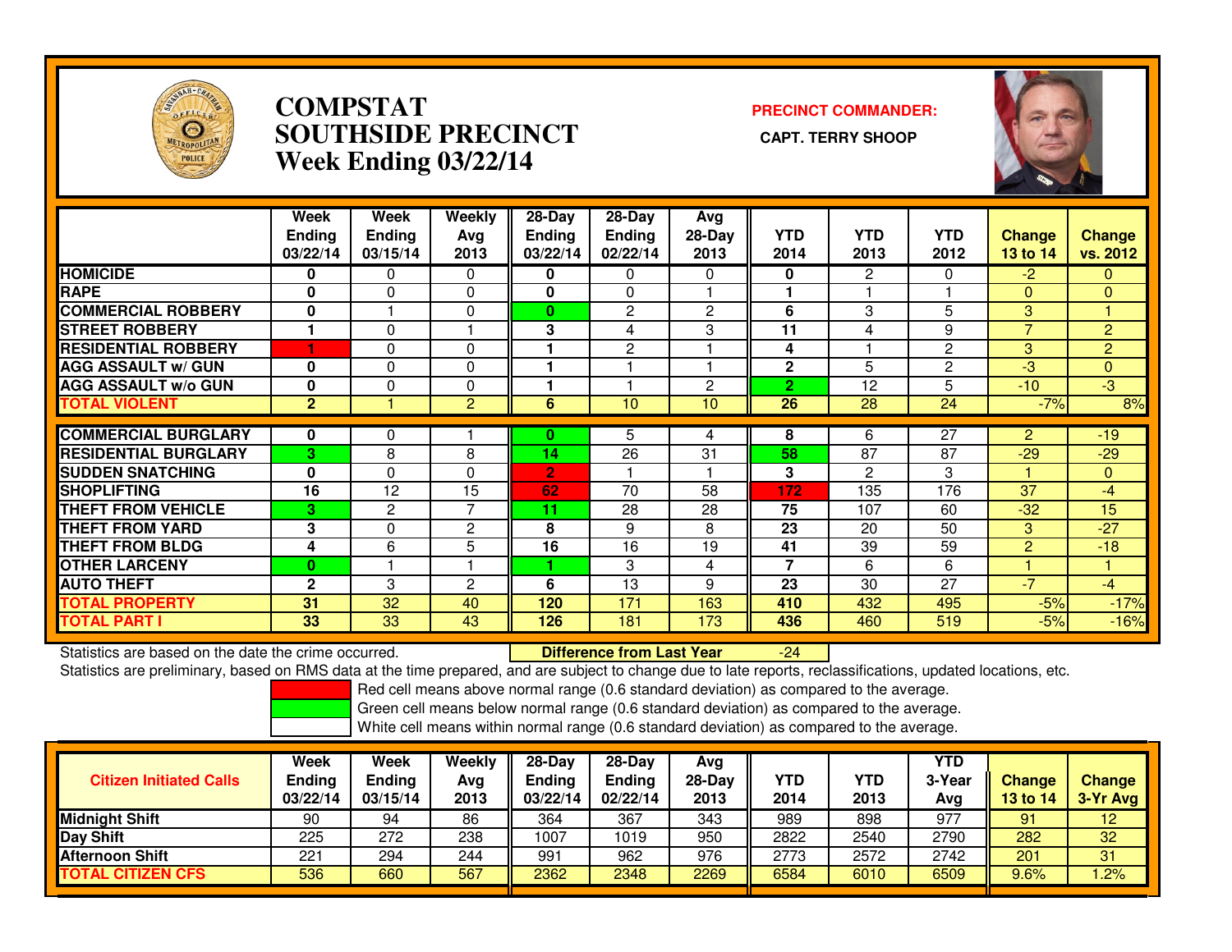# COMPSTAT
# SOUTHSIDE PRECINCT
## Week Ending 03/22/14

**PRECINCT COMMANDER:**

**CAPT. TERRY SHOOP**

| | Week Ending 03/22/14 | Week Ending 03/15/14 | Weekly Avg 2013 | 28-Day Ending 03/22/14 | 28-Day Ending 02/22/14 | Avg 28-Day 2013 | YTD 2014 | YTD 2013 | YTD 2012 | Change 13 to 14 | Change vs. 2012 |
|---|---|---|---|---|---|---|---|---|---|---|---|
| HOMICIDE | 0 | 0 | 0 | 0 | 0 | 0 | 0 | 2 | 0 | -2 | 0 |
| RAPE | 0 | 0 | 0 | 0 | 0 | 1 | 1 | 1 | 1 | 0 | 0 |
| COMMERCIAL ROBBERY | 0 | 1 | 0 | 0 | 2 | 2 | 6 | 3 | 5 | 3 | 1 |
| STREET ROBBERY | 1 | 0 | 1 | 3 | 4 | 3 | 11 | 4 | 9 | 7 | 2 |
| RESIDENTIAL ROBBERY | 1 | 0 | 0 | 1 | 2 | 1 | 4 | 1 | 2 | 3 | 2 |
| AGG ASSAULT w/ GUN | 0 | 0 | 0 | 1 | 1 | 1 | 2 | 5 | 2 | -3 | 0 |
| AGG ASSAULT w/o GUN | 0 | 0 | 0 | 1 | 1 | 2 | 2 | 12 | 5 | -10 | -3 |
| TOTAL VIOLENT | 2 | 1 | 2 | 6 | 10 | 10 | 26 | 28 | 24 | -7% | 8% |
| COMMERCIAL BURGLARY | 0 | 0 | 1 | 0 | 5 | 4 | 8 | 6 | 27 | 2 | -19 |
| RESIDENTIAL BURGLARY | 3 | 8 | 8 | 14 | 26 | 31 | 58 | 87 | 87 | -29 | -29 |
| SUDDEN SNATCHING | 0 | 0 | 0 | 2 | 1 | 1 | 3 | 2 | 3 | 1 | 0 |
| SHOPLIFTING | 16 | 12 | 15 | 62 | 70 | 58 | 172 | 135 | 176 | 37 | -4 |
| THEFT FROM VEHICLE | 3 | 2 | 7 | 11 | 28 | 28 | 75 | 107 | 60 | -32 | 15 |
| THEFT FROM YARD | 3 | 0 | 2 | 8 | 9 | 8 | 23 | 20 | 50 | 3 | -27 |
| THEFT FROM BLDG | 4 | 6 | 5 | 16 | 16 | 19 | 41 | 39 | 59 | 2 | -18 |
| OTHER LARCENY | 0 | 1 | 1 | 1 | 3 | 4 | 7 | 6 | 6 | 1 | 1 |
| AUTO THEFT | 2 | 3 | 2 | 6 | 13 | 9 | 23 | 30 | 27 | -7 | -4 |
| TOTAL PROPERTY | 31 | 32 | 40 | 120 | 171 | 163 | 410 | 432 | 495 | -5% | -17% |
| TOTAL PART I | 33 | 33 | 43 | 126 | 181 | 173 | 436 | 460 | 519 | -5% | -16% |

Statistics are based on the date the crime occurred. **Difference from Last Year** -24

Statistics are preliminary, based on RMS data at the time prepared, and are subject to change due to late reports, reclassifications, updated locations, etc.

Red cell means above normal range (0.6 standard deviation) as compared to the average.

Green cell means below normal range (0.6 standard deviation) as compared to the average.

White cell means within normal range (0.6 standard deviation) as compared to the average.

| Citizen Initiated Calls | Week Ending 03/22/14 | Week Ending 03/15/14 | Weekly Avg 2013 | 28-Day Ending 03/22/14 | 28-Day Ending 02/22/14 | Avg 28-Day 2013 | YTD 2014 | YTD 2013 | YTD 3-Year Avg | Change 13 to 14 | Change 3-Yr Avg |
|---|---|---|---|---|---|---|---|---|---|---|---|
| Midnight Shift | 90 | 94 | 86 | 364 | 367 | 343 | 989 | 898 | 977 | 91 | 12 |
| Day Shift | 225 | 272 | 238 | 1007 | 1019 | 950 | 2822 | 2540 | 2790 | 282 | 32 |
| Afternoon Shift | 221 | 294 | 244 | 991 | 962 | 976 | 2773 | 2572 | 2742 | 201 | 31 |
| TOTAL CITIZEN CFS | 536 | 660 | 567 | 2362 | 2348 | 2269 | 6584 | 6010 | 6509 | 9.6% | 1.2% |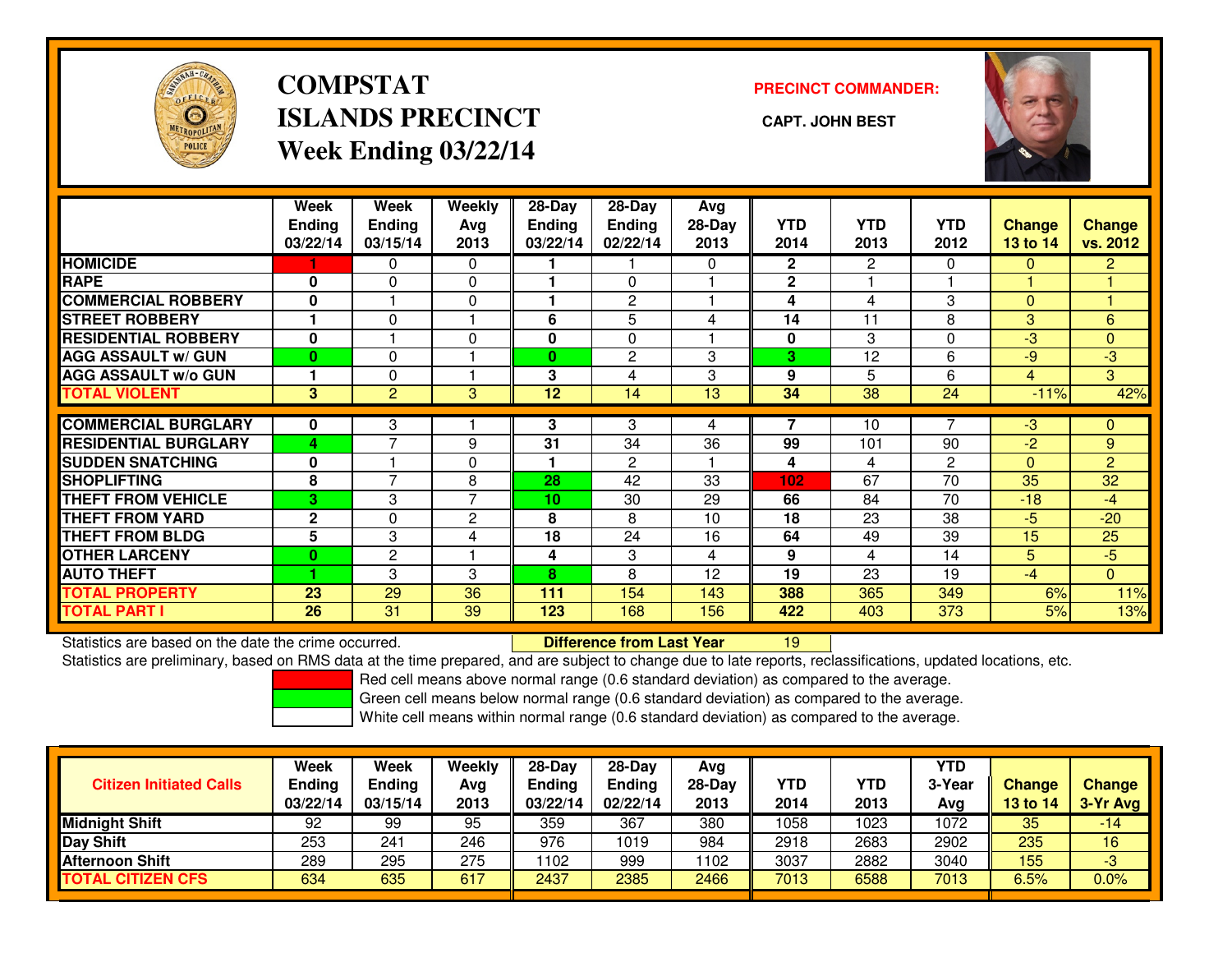# COMPSTAT ISLANDS PRECINCT Week Ending 03/22/14

**PRECINCT COMMANDER:**

**CAPT. JOHN BEST**

| | Week Ending 03/22/14 | Week Ending 03/15/14 | Weekly Avg 2013 | 28-Day Ending 03/22/14 | 28-Day Ending 02/22/14 | Avg 28-Day 2013 | YTD 2014 | YTD 2013 | YTD 2012 | Change 13 to 14 | Change vs. 2012 |
|---|---|---|---|---|---|---|---|---|---|---|---|
| HOMICIDE | 1 | 0 | 0 | 1 | 1 | 0 | 2 | 2 | 0 | 0 | 2 |
| RAPE | 0 | 0 | 0 | 1 | 0 | 1 | 2 | 1 | 1 | 1 | 1 |
| COMMERCIAL ROBBERY | 0 | 1 | 0 | 1 | 2 | 1 | 4 | 4 | 3 | 0 | 1 |
| STREET ROBBERY | 1 | 0 | 1 | 6 | 5 | 4 | 14 | 11 | 8 | 3 | 6 |
| RESIDENTIAL ROBBERY | 0 | 1 | 0 | 0 | 0 | 1 | 0 | 3 | 0 | -3 | 0 |
| AGG ASSAULT w/ GUN | 0 | 0 | 1 | 0 | 2 | 3 | 3 | 12 | 6 | -9 | -3 |
| AGG ASSAULT w/o GUN | 1 | 0 | 1 | 3 | 4 | 3 | 9 | 5 | 6 | 4 | 3 |
| TOTAL VIOLENT | 3 | 2 | 3 | 12 | 14 | 13 | 34 | 38 | 24 | -11% | 42% |
| COMMERCIAL BURGLARY | 0 | 3 | 1 | 3 | 3 | 4 | 7 | 10 | 7 | -3 | 0 |
| RESIDENTIAL BURGLARY | 4 | 7 | 9 | 31 | 34 | 36 | 99 | 101 | 90 | -2 | 9 |
| SUDDEN SNATCHING | 0 | 1 | 0 | 1 | 2 | 1 | 4 | 4 | 2 | 0 | 2 |
| SHOPLIFTING | 8 | 7 | 8 | 28 | 42 | 33 | 102 | 67 | 70 | 35 | 32 |
| THEFT FROM VEHICLE | 3 | 3 | 7 | 10 | 30 | 29 | 66 | 84 | 70 | -18 | -4 |
| THEFT FROM YARD | 2 | 0 | 2 | 8 | 8 | 10 | 18 | 23 | 38 | -5 | -20 |
| THEFT FROM BLDG | 5 | 3 | 4 | 18 | 24 | 16 | 64 | 49 | 39 | 15 | 25 |
| OTHER LARCENY | 0 | 2 | 1 | 4 | 3 | 4 | 9 | 4 | 14 | 5 | -5 |
| AUTO THEFT | 1 | 3 | 3 | 8 | 8 | 12 | 19 | 23 | 19 | -4 | 0 |
| TOTAL PROPERTY | 23 | 29 | 36 | 111 | 154 | 143 | 388 | 365 | 349 | 6% | 11% |
| TOTAL PART I | 26 | 31 | 39 | 123 | 168 | 156 | 422 | 403 | 373 | 5% | 13% |

Statistics are based on the date the crime occurred. **Difference from Last Year** 19

Statistics are preliminary, based on RMS data at the time prepared, and are subject to change due to late reports, reclassifications, updated locations, etc.

Red cell means above normal range (0.6 standard deviation) as compared to the average.
Green cell means below normal range (0.6 standard deviation) as compared to the average.
White cell means within normal range (0.6 standard deviation) as compared to the average.

| Citizen Initiated Calls | Week Ending 03/22/14 | Week Ending 03/15/14 | Weekly Avg 2013 | 28-Day Ending 03/22/14 | 28-Day Ending 02/22/14 | Avg 28-Day 2013 | YTD 2014 | YTD 2013 | YTD 3-Year Avg | Change 13 to 14 | Change 3-Yr Avg |
|---|---|---|---|---|---|---|---|---|---|---|---|
| Midnight Shift | 92 | 99 | 95 | 359 | 367 | 380 | 1058 | 1023 | 1072 | 35 | -14 |
| Day Shift | 253 | 241 | 246 | 976 | 1019 | 984 | 2918 | 2683 | 2902 | 235 | 16 |
| Afternoon Shift | 289 | 295 | 275 | 1102 | 999 | 1102 | 3037 | 2882 | 3040 | 155 | -3 |
| TOTAL CITIZEN CFS | 634 | 635 | 617 | 2437 | 2385 | 2466 | 7013 | 6588 | 7013 | 6.5% | 0.0% |